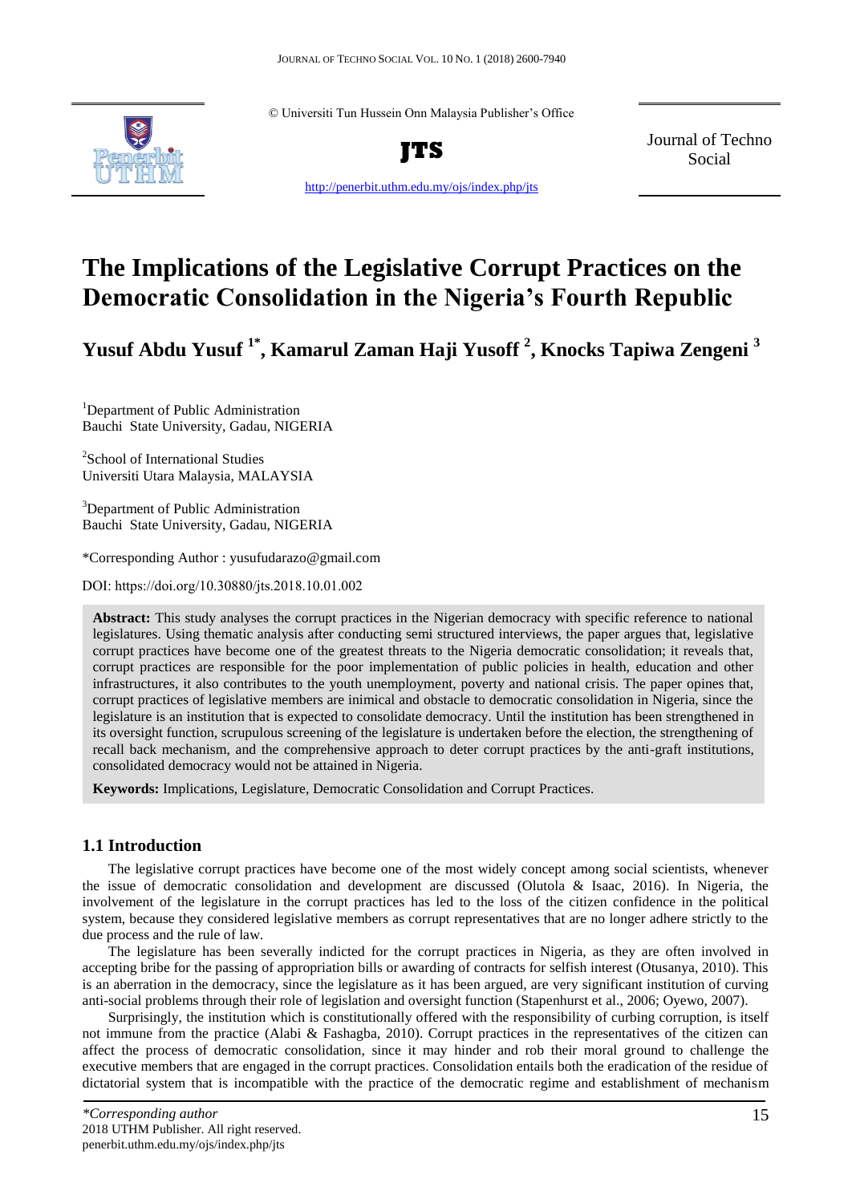© Universiti Tun Hussein Onn Malaysia Publisher's Office

**JTS**

Journal of Techno Social

http://penerbit.uthm.edu.my/ojs/index.php/jts

# The Implications of the Legislative Corrupt Practices on the Democratic Consolidation in the Nigeria's Fourth Republic

**Yusuf Abdu Yusuf [1*], Kamarul Zaman Haji Yusoff [2], Knocks Tapiwa Zengeni [3]**

[1]Department of Public Administration
Bauchi State University, Gadau, NIGERIA

[2]School of International Studies
Universiti Utara Malaysia, MALAYSIA

[3]Department of Public Administration
Bauchi State University, Gadau, NIGERIA

*Corresponding Author : yusufudarazo@gmail.com

DOI: https://doi.org/10.30880/jts.2018.10.01.002

**Abstract:** This study analyses the corrupt practices in the Nigerian democracy with specific reference to national legislatures. Using thematic analysis after conducting semi structured interviews, the paper argues that, legislative corrupt practices have become one of the greatest threats to the Nigeria democratic consolidation; it reveals that, corrupt practices are responsible for the poor implementation of public policies in health, education and other infrastructures, it also contributes to the youth unemployment, poverty and national crisis. The paper opines that, corrupt practices of legislative members are inimical and obstacle to democratic consolidation in Nigeria, since the legislature is an institution that is expected to consolidate democracy. Until the institution has been strengthened in its oversight function, scrupulous screening of the legislature is undertaken before the election, the strengthening of recall back mechanism, and the comprehensive approach to deter corrupt practices by the anti-graft institutions, consolidated democracy would not be attained in Nigeria.

**Keywords:** Implications, Legislature, Democratic Consolidation and Corrupt Practices.

## 1.1 Introduction

The legislative corrupt practices have become one of the most widely concept among social scientists, whenever the issue of democratic consolidation and development are discussed (Olutola & Isaac, 2016). In Nigeria, the involvement of the legislature in the corrupt practices has led to the loss of the citizen confidence in the political system, because they considered legislative members as corrupt representatives that are no longer adhere strictly to the due process and the rule of law.

The legislature has been severally indicted for the corrupt practices in Nigeria, as they are often involved in accepting bribe for the passing of appropriation bills or awarding of contracts for selfish interest (Otusanya, 2010). This is an aberration in the democracy, since the legislature as it has been argued, are very significant institution of curving anti-social problems through their role of legislation and oversight function (Stapenhurst et al., 2006; Oyewo, 2007).

Surprisingly, the institution which is constitutionally offered with the responsibility of curbing corruption, is itself not immune from the practice (Alabi & Fashagba, 2010). Corrupt practices in the representatives of the citizen can affect the process of democratic consolidation, since it may hinder and rob their moral ground to challenge the executive members that are engaged in the corrupt practices. Consolidation entails both the eradication of the residue of dictatorial system that is incompatible with the practice of the democratic regime and establishment of mechanism

*\*Corresponding author*
2018 UTHM Publisher. All right reserved.
penerbit.uthm.edu.my/ojs/index.php/jts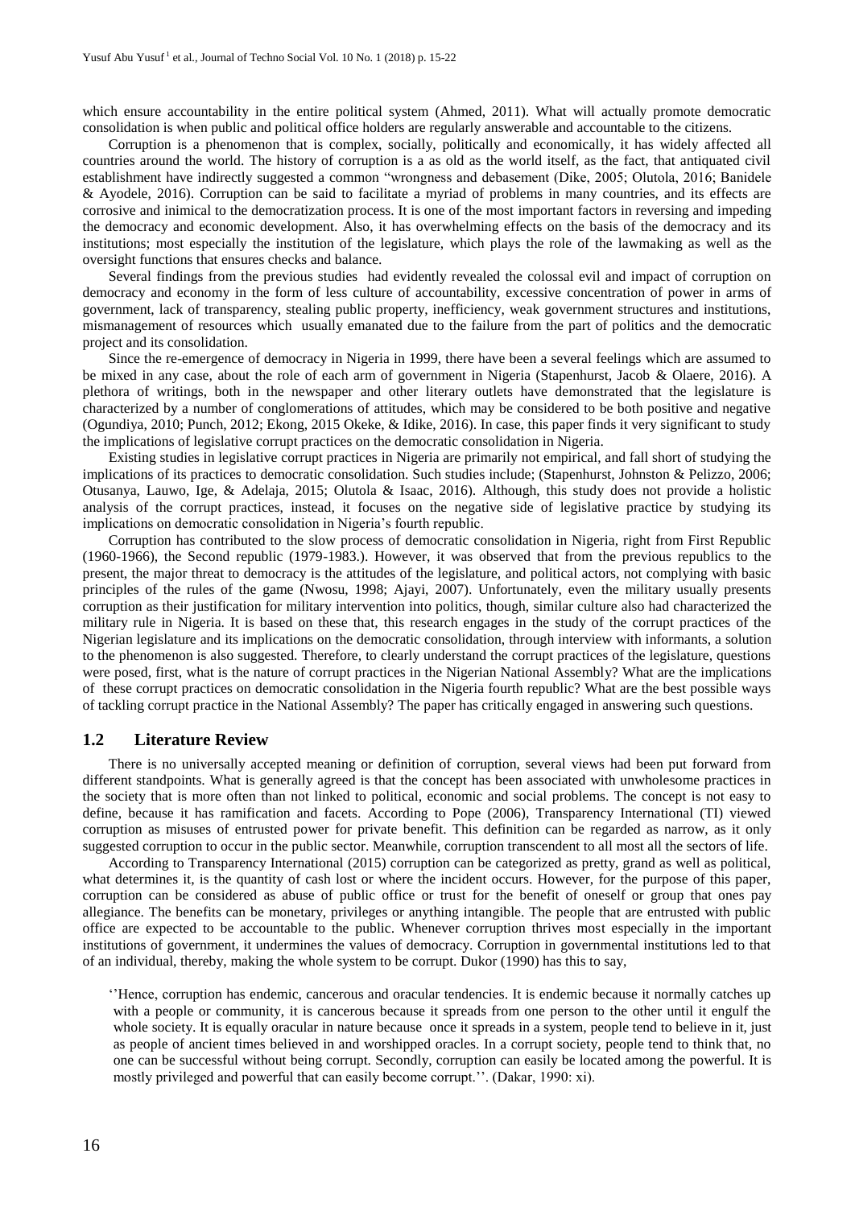which ensure accountability in the entire political system (Ahmed, 2011). What will actually promote democratic consolidation is when public and political office holders are regularly answerable and accountable to the citizens.

Corruption is a phenomenon that is complex, socially, politically and economically, it has widely affected all countries around the world. The history of corruption is a as old as the world itself, as the fact, that antiquated civil establishment have indirectly suggested a common "wrongness and debasement (Dike, 2005; Olutola, 2016; Banidele & Ayodele, 2016). Corruption can be said to facilitate a myriad of problems in many countries, and its effects are corrosive and inimical to the democratization process. It is one of the most important factors in reversing and impeding the democracy and economic development. Also, it has overwhelming effects on the basis of the democracy and its institutions; most especially the institution of the legislature, which plays the role of the lawmaking as well as the oversight functions that ensures checks and balance.

Several findings from the previous studies had evidently revealed the colossal evil and impact of corruption on democracy and economy in the form of less culture of accountability, excessive concentration of power in arms of government, lack of transparency, stealing public property, inefficiency, weak government structures and institutions, mismanagement of resources which usually emanated due to the failure from the part of politics and the democratic project and its consolidation.

Since the re-emergence of democracy in Nigeria in 1999, there have been a several feelings which are assumed to be mixed in any case, about the role of each arm of government in Nigeria (Stapenhurst, Jacob & Olaere, 2016). A plethora of writings, both in the newspaper and other literary outlets have demonstrated that the legislature is characterized by a number of conglomerations of attitudes, which may be considered to be both positive and negative (Ogundiya, 2010; Punch, 2012; Ekong, 2015 Okeke, & Idike, 2016). In case, this paper finds it very significant to study the implications of legislative corrupt practices on the democratic consolidation in Nigeria.

Existing studies in legislative corrupt practices in Nigeria are primarily not empirical, and fall short of studying the implications of its practices to democratic consolidation. Such studies include; (Stapenhurst, Johnston & Pelizzo, 2006; Otusanya, Lauwo, Ige, & Adelaja, 2015; Olutola & Isaac, 2016). Although, this study does not provide a holistic analysis of the corrupt practices, instead, it focuses on the negative side of legislative practice by studying its implications on democratic consolidation in Nigeria's fourth republic.

Corruption has contributed to the slow process of democratic consolidation in Nigeria, right from First Republic (1960-1966), the Second republic (1979-1983.). However, it was observed that from the previous republics to the present, the major threat to democracy is the attitudes of the legislature, and political actors, not complying with basic principles of the rules of the game (Nwosu, 1998; Ajayi, 2007). Unfortunately, even the military usually presents corruption as their justification for military intervention into politics, though, similar culture also had characterized the military rule in Nigeria. It is based on these that, this research engages in the study of the corrupt practices of the Nigerian legislature and its implications on the democratic consolidation, through interview with informants, a solution to the phenomenon is also suggested. Therefore, to clearly understand the corrupt practices of the legislature, questions were posed, first, what is the nature of corrupt practices in the Nigerian National Assembly? What are the implications of these corrupt practices on democratic consolidation in the Nigeria fourth republic? What are the best possible ways of tackling corrupt practice in the National Assembly? The paper has critically engaged in answering such questions.

## 1.2 Literature Review

There is no universally accepted meaning or definition of corruption, several views had been put forward from different standpoints. What is generally agreed is that the concept has been associated with unwholesome practices in the society that is more often than not linked to political, economic and social problems. The concept is not easy to define, because it has ramification and facets. According to Pope (2006), Transparency International (TI) viewed corruption as misuses of entrusted power for private benefit. This definition can be regarded as narrow, as it only suggested corruption to occur in the public sector. Meanwhile, corruption transcendent to all most all the sectors of life.

According to Transparency International (2015) corruption can be categorized as pretty, grand as well as political, what determines it, is the quantity of cash lost or where the incident occurs. However, for the purpose of this paper, corruption can be considered as abuse of public office or trust for the benefit of oneself or group that ones pay allegiance. The benefits can be monetary, privileges or anything intangible. The people that are entrusted with public office are expected to be accountable to the public. Whenever corruption thrives most especially in the important institutions of government, it undermines the values of democracy. Corruption in governmental institutions led to that of an individual, thereby, making the whole system to be corrupt. Dukor (1990) has this to say,

> ''Hence, corruption has endemic, cancerous and oracular tendencies. It is endemic because it normally catches up with a people or community, it is cancerous because it spreads from one person to the other until it engulf the whole society. It is equally oracular in nature because once it spreads in a system, people tend to believe in it, just as people of ancient times believed in and worshipped oracles. In a corrupt society, people tend to think that, no one can be successful without being corrupt. Secondly, corruption can easily be located among the powerful. It is mostly privileged and powerful that can easily become corrupt.''. (Dakar, 1990: xi).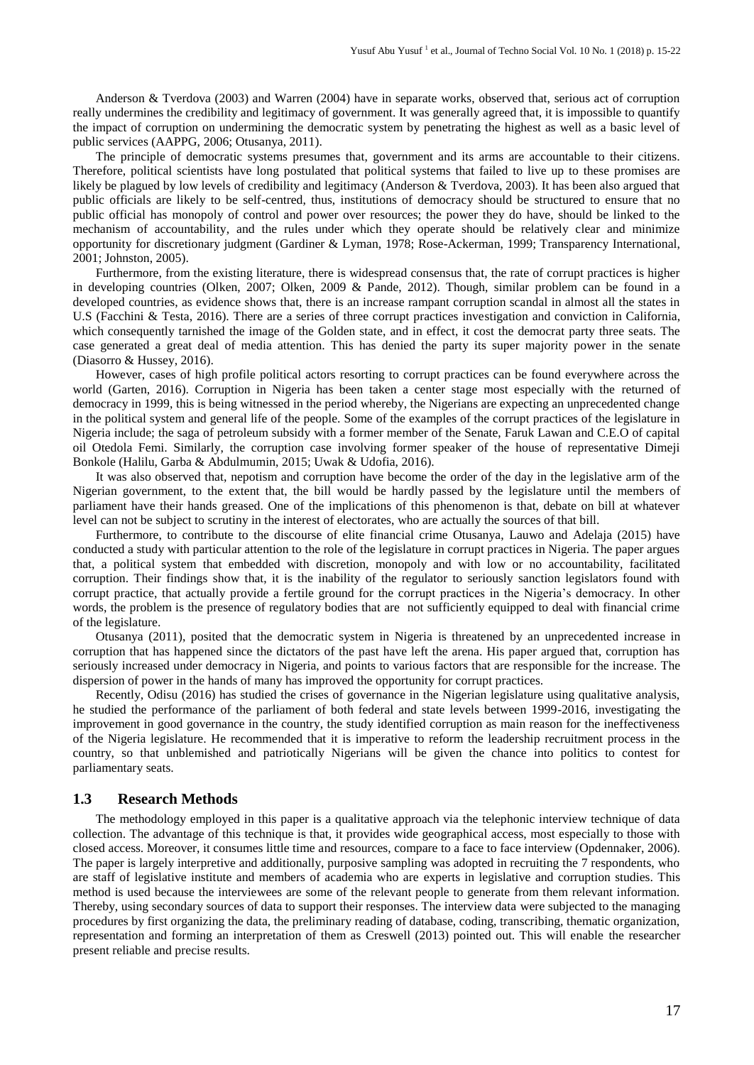Anderson & Tverdova (2003) and Warren (2004) have in separate works, observed that, serious act of corruption really undermines the credibility and legitimacy of government. It was generally agreed that, it is impossible to quantify the impact of corruption on undermining the democratic system by penetrating the highest as well as a basic level of public services (AAPPG, 2006; Otusanya, 2011).

The principle of democratic systems presumes that, government and its arms are accountable to their citizens. Therefore, political scientists have long postulated that political systems that failed to live up to these promises are likely be plagued by low levels of credibility and legitimacy (Anderson & Tverdova, 2003). It has been also argued that public officials are likely to be self-centred, thus, institutions of democracy should be structured to ensure that no public official has monopoly of control and power over resources; the power they do have, should be linked to the mechanism of accountability, and the rules under which they operate should be relatively clear and minimize opportunity for discretionary judgment (Gardiner & Lyman, 1978; Rose-Ackerman, 1999; Transparency International, 2001; Johnston, 2005).

Furthermore, from the existing literature, there is widespread consensus that, the rate of corrupt practices is higher in developing countries (Olken, 2007; Olken, 2009 & Pande, 2012). Though, similar problem can be found in a developed countries, as evidence shows that, there is an increase rampant corruption scandal in almost all the states in U.S (Facchini & Testa, 2016). There are a series of three corrupt practices investigation and conviction in California, which consequently tarnished the image of the Golden state, and in effect, it cost the democrat party three seats. The case generated a great deal of media attention. This has denied the party its super majority power in the senate (Diasorro & Hussey, 2016).

However, cases of high profile political actors resorting to corrupt practices can be found everywhere across the world (Garten, 2016). Corruption in Nigeria has been taken a center stage most especially with the returned of democracy in 1999, this is being witnessed in the period whereby, the Nigerians are expecting an unprecedented change in the political system and general life of the people. Some of the examples of the corrupt practices of the legislature in Nigeria include; the saga of petroleum subsidy with a former member of the Senate, Faruk Lawan and C.E.O of capital oil Otedola Femi. Similarly, the corruption case involving former speaker of the house of representative Dimeji Bonkole (Halilu, Garba & Abdulmumin, 2015; Uwak & Udofia, 2016).

It was also observed that, nepotism and corruption have become the order of the day in the legislative arm of the Nigerian government, to the extent that, the bill would be hardly passed by the legislature until the members of parliament have their hands greased. One of the implications of this phenomenon is that, debate on bill at whatever level can not be subject to scrutiny in the interest of electorates, who are actually the sources of that bill.

Furthermore, to contribute to the discourse of elite financial crime Otusanya, Lauwo and Adelaja (2015) have conducted a study with particular attention to the role of the legislature in corrupt practices in Nigeria. The paper argues that, a political system that embedded with discretion, monopoly and with low or no accountability, facilitated corruption. Their findings show that, it is the inability of the regulator to seriously sanction legislators found with corrupt practice, that actually provide a fertile ground for the corrupt practices in the Nigeria's democracy. In other words, the problem is the presence of regulatory bodies that are not sufficiently equipped to deal with financial crime of the legislature.

Otusanya (2011), posited that the democratic system in Nigeria is threatened by an unprecedented increase in corruption that has happened since the dictators of the past have left the arena. His paper argued that, corruption has seriously increased under democracy in Nigeria, and points to various factors that are responsible for the increase. The dispersion of power in the hands of many has improved the opportunity for corrupt practices.

Recently, Odisu (2016) has studied the crises of governance in the Nigerian legislature using qualitative analysis, he studied the performance of the parliament of both federal and state levels between 1999-2016, investigating the improvement in good governance in the country, the study identified corruption as main reason for the ineffectiveness of the Nigeria legislature. He recommended that it is imperative to reform the leadership recruitment process in the country, so that unblemished and patriotically Nigerians will be given the chance into politics to contest for parliamentary seats.

## 1.3 Research Methods

The methodology employed in this paper is a qualitative approach via the telephonic interview technique of data collection. The advantage of this technique is that, it provides wide geographical access, most especially to those with closed access. Moreover, it consumes little time and resources, compare to a face to face interview (Opdennaker, 2006). The paper is largely interpretive and additionally, purposive sampling was adopted in recruiting the 7 respondents, who are staff of legislative institute and members of academia who are experts in legislative and corruption studies. This method is used because the interviewees are some of the relevant people to generate from them relevant information. Thereby, using secondary sources of data to support their responses. The interview data were subjected to the managing procedures by first organizing the data, the preliminary reading of database, coding, transcribing, thematic organization, representation and forming an interpretation of them as Creswell (2013) pointed out. This will enable the researcher present reliable and precise results.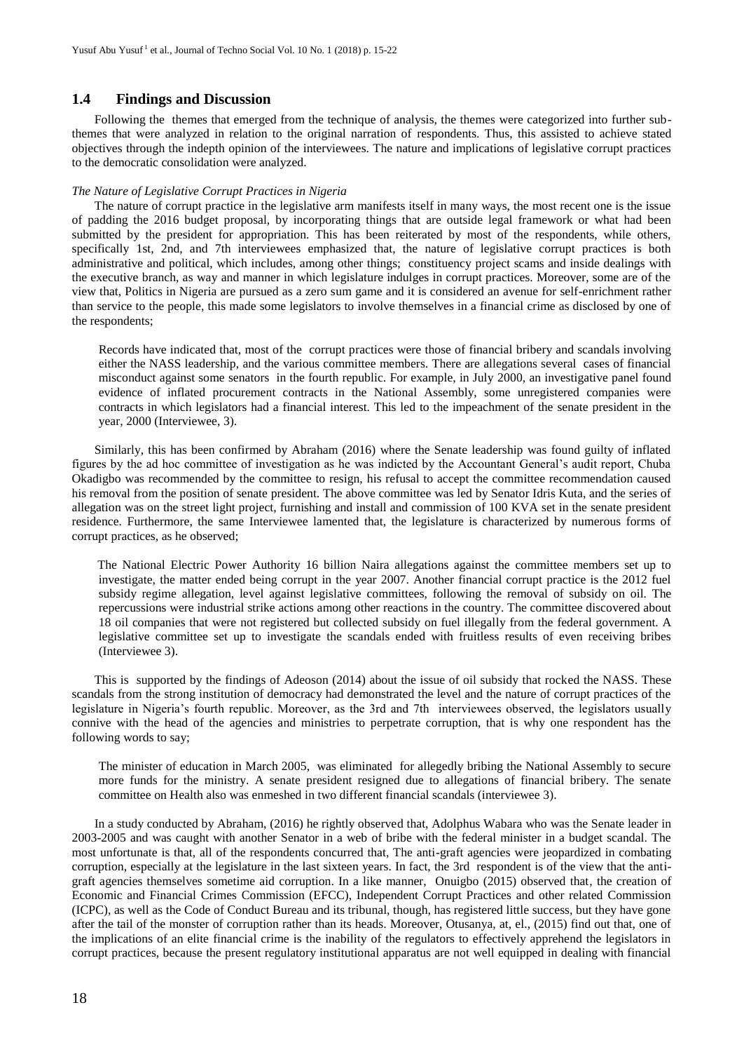## 1.4 Findings and Discussion

Following the themes that emerged from the technique of analysis, the themes were categorized into further sub-themes that were analyzed in relation to the original narration of respondents. Thus, this assisted to achieve stated objectives through the indepth opinion of the interviewees. The nature and implications of legislative corrupt practices to the democratic consolidation were analyzed.

*The Nature of Legislative Corrupt Practices in Nigeria*

The nature of corrupt practice in the legislative arm manifests itself in many ways, the most recent one is the issue of padding the 2016 budget proposal, by incorporating things that are outside legal framework or what had been submitted by the president for appropriation. This has been reiterated by most of the respondents, while others, specifically 1st, 2nd, and 7th interviewees emphasized that, the nature of legislative corrupt practices is both administrative and political, which includes, among other things; constituency project scams and inside dealings with the executive branch, as way and manner in which legislature indulges in corrupt practices. Moreover, some are of the view that, Politics in Nigeria are pursued as a zero sum game and it is considered an avenue for self-enrichment rather than service to the people, this made some legislators to involve themselves in a financial crime as disclosed by one of the respondents;

> Records have indicated that, most of the corrupt practices were those of financial bribery and scandals involving either the NASS leadership, and the various committee members. There are allegations several cases of financial misconduct against some senators in the fourth republic. For example, in July 2000, an investigative panel found evidence of inflated procurement contracts in the National Assembly, some unregistered companies were contracts in which legislators had a financial interest. This led to the impeachment of the senate president in the year, 2000 (Interviewee, 3).

Similarly, this has been confirmed by Abraham (2016) where the Senate leadership was found guilty of inflated figures by the ad hoc committee of investigation as he was indicted by the Accountant General's audit report, Chuba Okadigbo was recommended by the committee to resign, his refusal to accept the committee recommendation caused his removal from the position of senate president. The above committee was led by Senator Idris Kuta, and the series of allegation was on the street light project, furnishing and install and commission of 100 KVA set in the senate president residence. Furthermore, the same Interviewee lamented that, the legislature is characterized by numerous forms of corrupt practices, as he observed;

> The National Electric Power Authority 16 billion Naira allegations against the committee members set up to investigate, the matter ended being corrupt in the year 2007. Another financial corrupt practice is the 2012 fuel subsidy regime allegation, level against legislative committees, following the removal of subsidy on oil. The repercussions were industrial strike actions among other reactions in the country. The committee discovered about 18 oil companies that were not registered but collected subsidy on fuel illegally from the federal government. A legislative committee set up to investigate the scandals ended with fruitless results of even receiving bribes (Interviewee 3).

This is supported by the findings of Adeoson (2014) about the issue of oil subsidy that rocked the NASS. These scandals from the strong institution of democracy had demonstrated the level and the nature of corrupt practices of the legislature in Nigeria's fourth republic. Moreover, as the 3rd and 7th interviewees observed, the legislators usually connive with the head of the agencies and ministries to perpetrate corruption, that is why one respondent has the following words to say;

> The minister of education in March 2005, was eliminated for allegedly bribing the National Assembly to secure more funds for the ministry. A senate president resigned due to allegations of financial bribery. The senate committee on Health also was enmeshed in two different financial scandals (interviewee 3).

In a study conducted by Abraham, (2016) he rightly observed that, Adolphus Wabara who was the Senate leader in 2003-2005 and was caught with another Senator in a web of bribe with the federal minister in a budget scandal. The most unfortunate is that, all of the respondents concurred that, The anti-graft agencies were jeopardized in combating corruption, especially at the legislature in the last sixteen years. In fact, the 3rd respondent is of the view that the anti-graft agencies themselves sometime aid corruption. In a like manner, Onuigbo (2015) observed that, the creation of Economic and Financial Crimes Commission (EFCC), Independent Corrupt Practices and other related Commission (ICPC), as well as the Code of Conduct Bureau and its tribunal, though, has registered little success, but they have gone after the tail of the monster of corruption rather than its heads. Moreover, Otusanya, at, el., (2015) find out that, one of the implications of an elite financial crime is the inability of the regulators to effectively apprehend the legislators in corrupt practices, because the present regulatory institutional apparatus are not well equipped in dealing with financial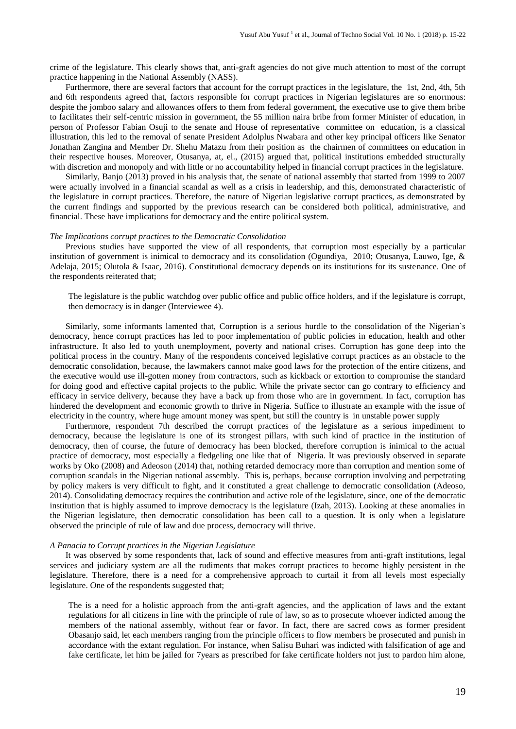crime of the legislature. This clearly shows that, anti-graft agencies do not give much attention to most of the corrupt practice happening in the National Assembly (NASS).

Furthermore, there are several factors that account for the corrupt practices in the legislature, the 1st, 2nd, 4th, 5th and 6th respondents agreed that, factors responsible for corrupt practices in Nigerian legislatures are so enormous: despite the jomboo salary and allowances offers to them from federal government, the executive use to give them bribe to facilitates their self-centric mission in government, the 55 million naira bribe from former Minister of education, in person of Professor Fabian Osuji to the senate and House of representative committee on education, is a classical illustration, this led to the removal of senate President Adolplus Nwabara and other key principal officers like Senator Jonathan Zangina and Member Dr. Shehu Matazu from their position as the chairmen of committees on education in their respective houses. Moreover, Otusanya, at, el., (2015) argued that, political institutions embedded structurally with discretion and monopoly and with little or no accountability helped in financial corrupt practices in the legislature.

Similarly, Banjo (2013) proved in his analysis that, the senate of national assembly that started from 1999 to 2007 were actually involved in a financial scandal as well as a crisis in leadership, and this, demonstrated characteristic of the legislature in corrupt practices. Therefore, the nature of Nigerian legislative corrupt practices, as demonstrated by the current findings and supported by the previous research can be considered both political, administrative, and financial. These have implications for democracy and the entire political system.

*The Implications corrupt practices to the Democratic Consolidation*

Previous studies have supported the view of all respondents, that corruption most especially by a particular institution of government is inimical to democracy and its consolidation (Ogundiya, 2010; Otusanya, Lauwo, Ige, & Adelaja, 2015; Olutola & Isaac, 2016). Constitutional democracy depends on its institutions for its sustenance. One of the respondents reiterated that;

> The legislature is the public watchdog over public office and public office holders, and if the legislature is corrupt, then democracy is in danger (Interviewee 4).

Similarly, some informants lamented that, Corruption is a serious hurdle to the consolidation of the Nigerian`s democracy, hence corrupt practices has led to poor implementation of public policies in education, health and other infrastructure. It also led to youth unemployment, poverty and national crises. Corruption has gone deep into the political process in the country. Many of the respondents conceived legislative corrupt practices as an obstacle to the democratic consolidation, because, the lawmakers cannot make good laws for the protection of the entire citizens, and the executive would use ill-gotten money from contractors, such as kickback or extortion to compromise the standard for doing good and effective capital projects to the public. While the private sector can go contrary to efficiency and efficacy in service delivery, because they have a back up from those who are in government. In fact, corruption has hindered the development and economic growth to thrive in Nigeria. Suffice to illustrate an example with the issue of electricity in the country, where huge amount money was spent, but still the country is in unstable power supply

Furthermore, respondent 7th described the corrupt practices of the legislature as a serious impediment to democracy, because the legislature is one of its strongest pillars, with such kind of practice in the institution of democracy, then of course, the future of democracy has been blocked, therefore corruption is inimical to the actual practice of democracy, most especially a fledgeling one like that of Nigeria. It was previously observed in separate works by Oko (2008) and Adeoson (2014) that, nothing retarded democracy more than corruption and mention some of corruption scandals in the Nigerian national assembly. This is, perhaps, because corruption involving and perpetrating by policy makers is very difficult to fight, and it constituted a great challenge to democratic consolidation (Adeoso, 2014). Consolidating democracy requires the contribution and active role of the legislature, since, one of the democratic institution that is highly assumed to improve democracy is the legislature (Izah, 2013). Looking at these anomalies in the Nigerian legislature, then democratic consolidation has been call to a question. It is only when a legislature observed the principle of rule of law and due process, democracy will thrive.

*A Panacia to Corrupt practices in the Nigerian Legislature*

It was observed by some respondents that, lack of sound and effective measures from anti-graft institutions, legal services and judiciary system are all the rudiments that makes corrupt practices to become highly persistent in the legislature. Therefore, there is a need for a comprehensive approach to curtail it from all levels most especially legislature. One of the respondents suggested that;

> The is a need for a holistic approach from the anti-graft agencies, and the application of laws and the extant regulations for all citizens in line with the principle of rule of law, so as to prosecute whoever indicted among the members of the national assembly, without fear or favor. In fact, there are sacred cows as former president Obasanjo said, let each members ranging from the principle officers to flow members be prosecuted and punish in accordance with the extant regulation. For instance, when Salisu Buhari was indicted with falsification of age and fake certificate, let him be jailed for 7years as prescribed for fake certificate holders not just to pardon him alone,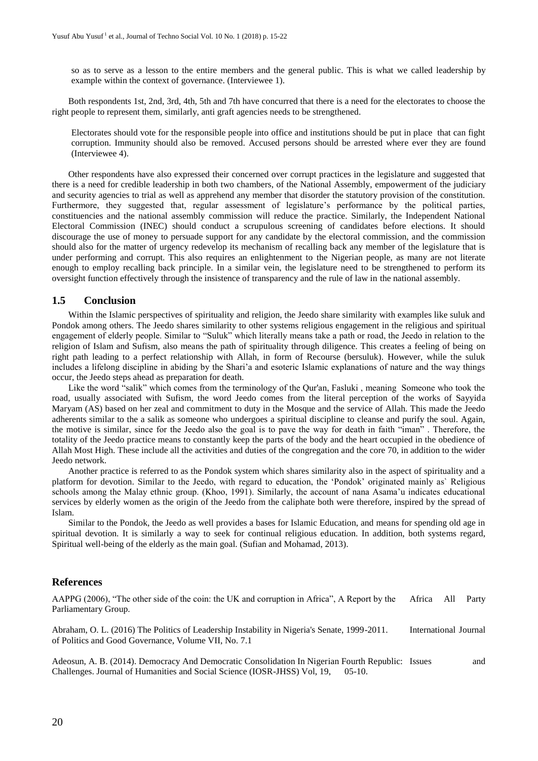so as to serve as a lesson to the entire members and the general public. This is what we called leadership by example within the context of governance. (Interviewee 1).

Both respondents 1st, 2nd, 3rd, 4th, 5th and 7th have concurred that there is a need for the electorates to choose the right people to represent them, similarly, anti graft agencies needs to be strengthened.

> Electorates should vote for the responsible people into office and institutions should be put in place that can fight corruption. Immunity should also be removed. Accused persons should be arrested where ever they are found (Interviewee 4).

Other respondents have also expressed their concerned over corrupt practices in the legislature and suggested that there is a need for credible leadership in both two chambers, of the National Assembly, empowerment of the judiciary and security agencies to trial as well as apprehend any member that disorder the statutory provision of the constitution. Furthermore, they suggested that, regular assessment of legislature's performance by the political parties, constituencies and the national assembly commission will reduce the practice. Similarly, the Independent National Electoral Commission (INEC) should conduct a scrupulous screening of candidates before elections. It should discourage the use of money to persuade support for any candidate by the electoral commission, and the commission should also for the matter of urgency redevelop its mechanism of recalling back any member of the legislature that is under performing and corrupt. This also requires an enlightenment to the Nigerian people, as many are not literate enough to employ recalling back principle. In a similar vein, the legislature need to be strengthened to perform its oversight function effectively through the insistence of transparency and the rule of law in the national assembly.

## 1.5 Conclusion

Within the Islamic perspectives of spirituality and religion, the Jeedo share similarity with examples like suluk and Pondok among others. The Jeedo shares similarity to other systems religious engagement in the religious and spiritual engagement of elderly people. Similar to "Suluk" which literally means take a path or road, the Jeedo in relation to the religion of Islam and Sufism, also means the path of spirituality through diligence. This creates a feeling of being on right path leading to a perfect relationship with Allah, in form of Recourse (bersuluk). However, while the suluk includes a lifelong discipline in abiding by the Shari'a and esoteric Islamic explanations of nature and the way things occur, the Jeedo steps ahead as preparation for death.

Like the word "salik" which comes from the terminology of the Qur'an, Fasluki , meaning Someone who took the road, usually associated with Sufism, the word Jeedo comes from the literal perception of the works of Sayyida Maryam (AS) based on her zeal and commitment to duty in the Mosque and the service of Allah. This made the Jeedo adherents similar to the a salik as someone who undergoes a spiritual discipline to cleanse and purify the soul. Again, the motive is similar, since for the Jeedo also the goal is to pave the way for death in faith "iman" . Therefore, the totality of the Jeedo practice means to constantly keep the parts of the body and the heart occupied in the obedience of Allah Most High. These include all the activities and duties of the congregation and the core 70, in addition to the wider Jeedo network.

Another practice is referred to as the Pondok system which shares similarity also in the aspect of spirituality and a platform for devotion. Similar to the Jeedo, with regard to education, the 'Pondok' originated mainly as` Religious schools among the Malay ethnic group. (Khoo, 1991). Similarly, the account of nana Asama'u indicates educational services by elderly women as the origin of the Jeedo from the caliphate both were therefore, inspired by the spread of Islam.

Similar to the Pondok, the Jeedo as well provides a bases for Islamic Education, and means for spending old age in spiritual devotion. It is similarly a way to seek for continual religious education. In addition, both systems regard, Spiritual well-being of the elderly as the main goal. (Sufian and Mohamad, 2013).

## References

AAPPG (2006), "The other side of the coin: the UK and corruption in Africa", A Report by the Africa All Party Parliamentary Group.

Abraham, O. L. (2016) The Politics of Leadership Instability in Nigeria's Senate, 1999-2011. International Journal of Politics and Good Governance, Volume VII, No. 7.1

Adeosun, A. B. (2014). Democracy And Democratic Consolidation In Nigerian Fourth Republic: Issues and Challenges. Journal of Humanities and Social Science (IOSR-JHSS) Vol, 19, 05-10.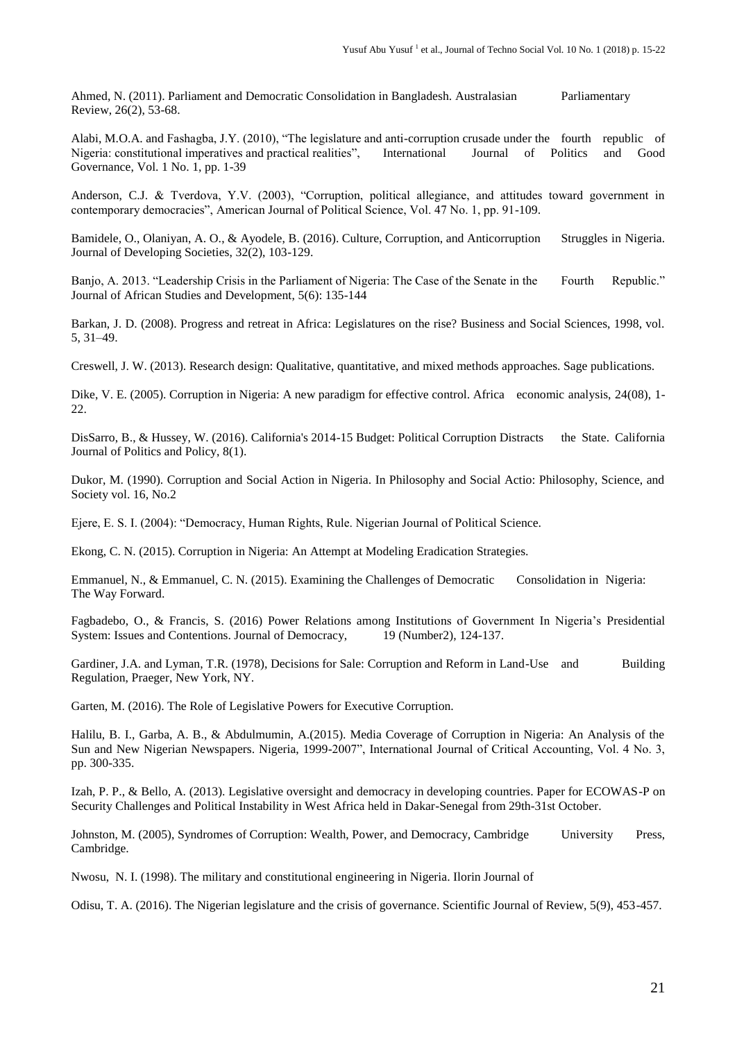Ahmed, N. (2011). Parliament and Democratic Consolidation in Bangladesh. Australasian Parliamentary Review, 26(2), 53-68.

Alabi, M.O.A. and Fashagba, J.Y. (2010), "The legislature and anti-corruption crusade under the fourth republic of Nigeria: constitutional imperatives and practical realities", International Journal of Politics and Good Governance, Vol. 1 No. 1, pp. 1-39

Anderson, C.J. & Tverdova, Y.V. (2003), "Corruption, political allegiance, and attitudes toward government in contemporary democracies", American Journal of Political Science, Vol. 47 No. 1, pp. 91-109.

Bamidele, O., Olaniyan, A. O., & Ayodele, B. (2016). Culture, Corruption, and Anticorruption Struggles in Nigeria. Journal of Developing Societies, 32(2), 103-129.

Banjo, A. 2013. "Leadership Crisis in the Parliament of Nigeria: The Case of the Senate in the Fourth Republic." Journal of African Studies and Development, 5(6): 135-144

Barkan, J. D. (2008). Progress and retreat in Africa: Legislatures on the rise? Business and Social Sciences, 1998, vol. 5, 31–49.

Creswell, J. W. (2013). Research design: Qualitative, quantitative, and mixed methods approaches. Sage publications.

Dike, V. E. (2005). Corruption in Nigeria: A new paradigm for effective control. Africa economic analysis, 24(08), 1-22.

DisSarro, B., & Hussey, W. (2016). California's 2014-15 Budget: Political Corruption Distracts the State. California Journal of Politics and Policy, 8(1).

Dukor, M. (1990). Corruption and Social Action in Nigeria. In Philosophy and Social Actio: Philosophy, Science, and Society vol. 16, No.2

Ejere, E. S. I. (2004): "Democracy, Human Rights, Rule. Nigerian Journal of Political Science.

Ekong, C. N. (2015). Corruption in Nigeria: An Attempt at Modeling Eradication Strategies.

Emmanuel, N., & Emmanuel, C. N. (2015). Examining the Challenges of Democratic Consolidation in Nigeria: The Way Forward.

Fagbadebo, O., & Francis, S. (2016) Power Relations among Institutions of Government In Nigeria's Presidential System: Issues and Contentions. Journal of Democracy, 19 (Number2), 124-137.

Gardiner, J.A. and Lyman, T.R. (1978), Decisions for Sale: Corruption and Reform in Land-Use and Building Regulation, Praeger, New York, NY.

Garten, M. (2016). The Role of Legislative Powers for Executive Corruption.

Halilu, B. I., Garba, A. B., & Abdulmumin, A.(2015). Media Coverage of Corruption in Nigeria: An Analysis of the Sun and New Nigerian Newspapers. Nigeria, 1999-2007", International Journal of Critical Accounting, Vol. 4 No. 3, pp. 300-335.

Izah, P. P., & Bello, A. (2013). Legislative oversight and democracy in developing countries. Paper for ECOWAS-P on Security Challenges and Political Instability in West Africa held in Dakar-Senegal from 29th-31st October.

Johnston, M. (2005), Syndromes of Corruption: Wealth, Power, and Democracy, Cambridge University Press, Cambridge.

Nwosu, N. I. (1998). The military and constitutional engineering in Nigeria. Ilorin Journal of

Odisu, T. A. (2016). The Nigerian legislature and the crisis of governance. Scientific Journal of Review, 5(9), 453-457.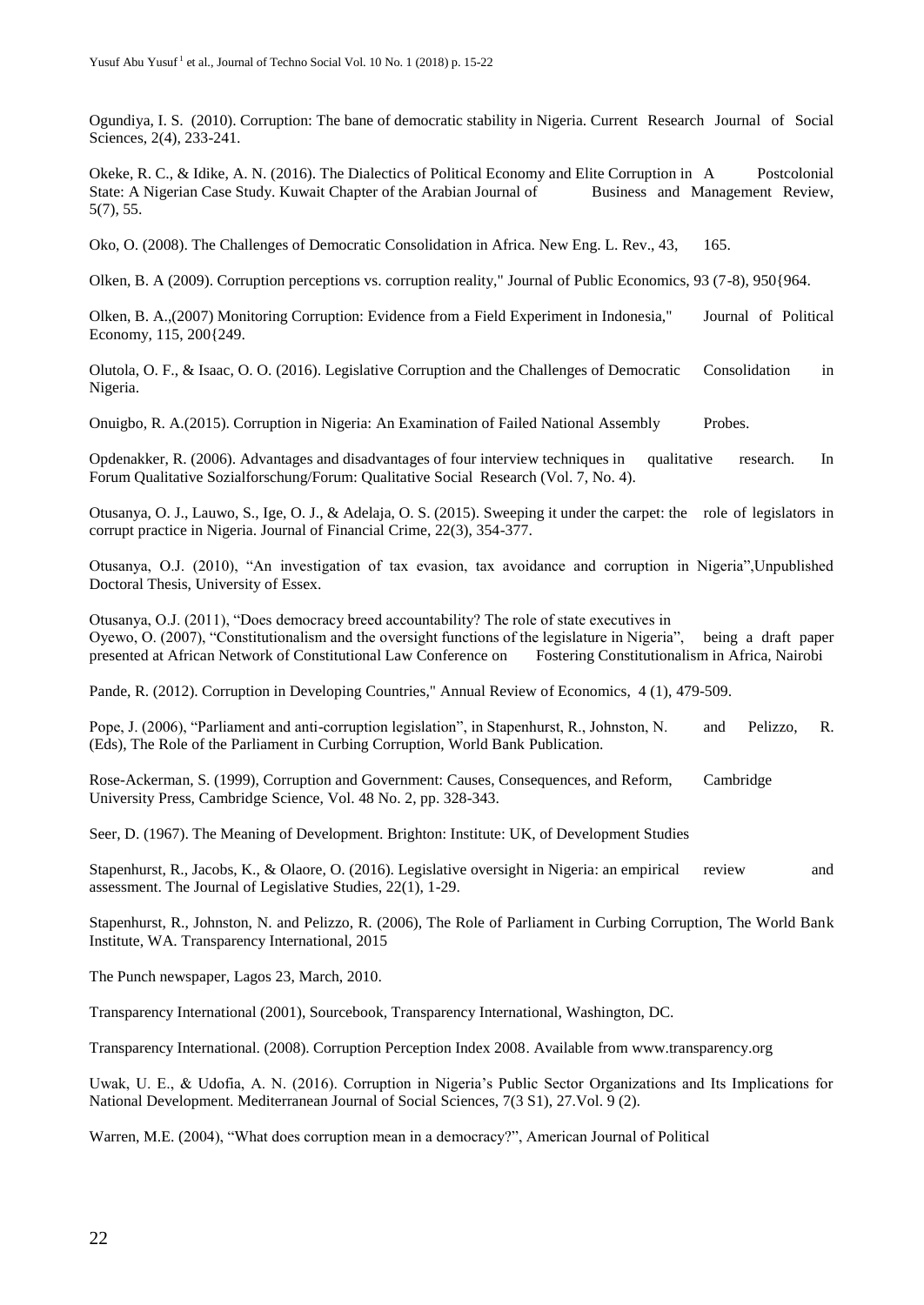Ogundiya, I. S. (2010). Corruption: The bane of democratic stability in Nigeria. Current Research Journal of Social Sciences, 2(4), 233-241.

Okeke, R. C., & Idike, A. N. (2016). The Dialectics of Political Economy and Elite Corruption in A Postcolonial State: A Nigerian Case Study. Kuwait Chapter of the Arabian Journal of Business and Management Review, 5(7), 55.

Oko, O. (2008). The Challenges of Democratic Consolidation in Africa. New Eng. L. Rev., 43, 165.

Olken, B. A (2009). Corruption perceptions vs. corruption reality," Journal of Public Economics, 93 (7-8), 950{964.

Olken, B. A.,(2007) Monitoring Corruption: Evidence from a Field Experiment in Indonesia," Journal of Political Economy, 115, 200{249.

Olutola, O. F., & Isaac, O. O. (2016). Legislative Corruption and the Challenges of Democratic Consolidation in Nigeria.

Onuigbo, R. A.(2015). Corruption in Nigeria: An Examination of Failed National Assembly Probes.

Opdenakker, R. (2006). Advantages and disadvantages of four interview techniques in qualitative research. In Forum Qualitative Sozialforschung/Forum: Qualitative Social Research (Vol. 7, No. 4).

Otusanya, O. J., Lauwo, S., Ige, O. J., & Adelaja, O. S. (2015). Sweeping it under the carpet: the role of legislators in corrupt practice in Nigeria. Journal of Financial Crime, 22(3), 354-377.

Otusanya, O.J. (2010), "An investigation of tax evasion, tax avoidance and corruption in Nigeria",Unpublished Doctoral Thesis, University of Essex.

Otusanya, O.J. (2011), "Does democracy breed accountability? The role of state executives in
Oyewo, O. (2007), "Constitutionalism and the oversight functions of the legislature in Nigeria", being a draft paper presented at African Network of Constitutional Law Conference on Fostering Constitutionalism in Africa, Nairobi

Pande, R. (2012). Corruption in Developing Countries," Annual Review of Economics, 4 (1), 479-509.

Pope, J. (2006), "Parliament and anti-corruption legislation", in Stapenhurst, R., Johnston, N. and Pelizzo, R. (Eds), The Role of the Parliament in Curbing Corruption, World Bank Publication.

Rose-Ackerman, S. (1999), Corruption and Government: Causes, Consequences, and Reform, Cambridge University Press, Cambridge Science, Vol. 48 No. 2, pp. 328-343.

Seer, D. (1967). The Meaning of Development. Brighton: Institute: UK, of Development Studies

Stapenhurst, R., Jacobs, K., & Olaore, O. (2016). Legislative oversight in Nigeria: an empirical review and assessment. The Journal of Legislative Studies, 22(1), 1-29.

Stapenhurst, R., Johnston, N. and Pelizzo, R. (2006), The Role of Parliament in Curbing Corruption, The World Bank Institute, WA. Transparency International, 2015

The Punch newspaper, Lagos 23, March, 2010.

Transparency International (2001), Sourcebook, Transparency International, Washington, DC.

Transparency International. (2008). Corruption Perception Index 2008. Available from www.transparency.org

Uwak, U. E., & Udofia, A. N. (2016). Corruption in Nigeria's Public Sector Organizations and Its Implications for National Development. Mediterranean Journal of Social Sciences, 7(3 S1), 27.Vol. 9 (2).

Warren, M.E. (2004), "What does corruption mean in a democracy?", American Journal of Political